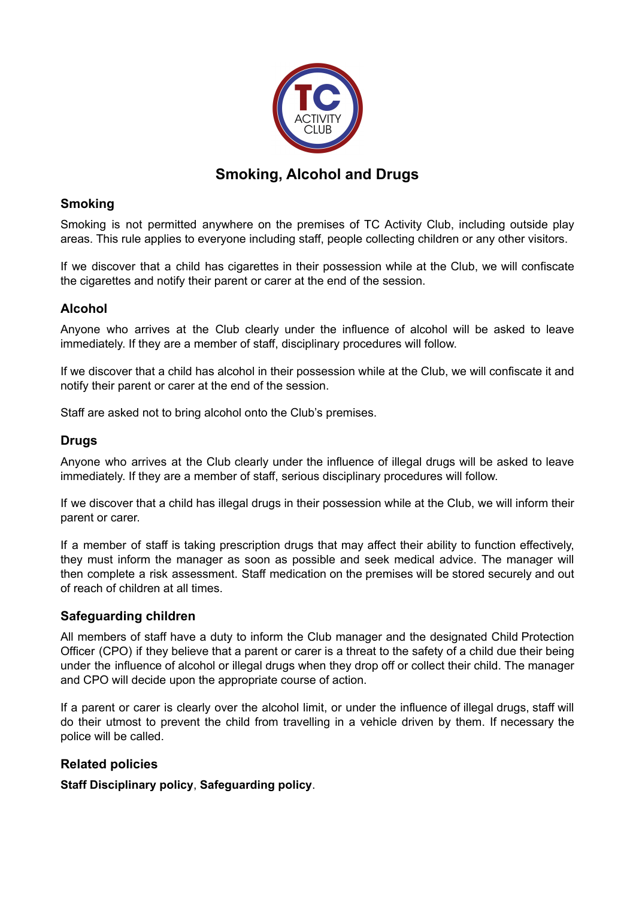# Smoking, Alcohol and Drugs

## Smoking

Smoking is not permitted anywhere on the premises of TC Activity Club, including outside play areas. This rule applies to everyone including staff, people collecting children or any other visitors.

If we discover that a child has cigarettes in their possession while at the Club, we will confiscate the cigarettes and notify their parent or carer at the end of the session.

## Alcohol

Anyone who arrives at the Club clearly under the influence of alcohol will be asked to leave immediately. If they are a member of staff, disciplinary procedures will follow.

If we discover that a child has alcohol in their possession while at the Club, we will confiscate it and notify their parent or carer at the end of the session.

Staff are asked not to bring alcohol onto the Club's premises.

## Drugs

Anyone who arrives at the Club clearly under the influence of illegal drugs will be asked to leave immediately. If they are a member of staff, serious disciplinary procedures will follow.

If we discover that a child has illegal drugs in their possession while at the Club, we will inform their parent or carer.

If a member of staff is taking prescription drugs that may affect their ability to function effectively, they must inform the manager as soon as possible and seek medical advice. The manager will then complete a risk assessment. Staff medication on the premises will be stored securely and out of reach of children at all times.

## Safeguarding children

All members of staff have a duty to inform the Club manager and the designated Child Protection Officer (CPO) if they believe that a parent or carer is a threat to the safety of a child due their being under the influence of alcohol or illegal drugs when they drop off or collect their child. The manager and CPO will decide upon the appropriate course of action.

If a parent or carer is clearly over the alcohol limit, or under the influence of illegal drugs, staff will do their utmost to prevent the child from travelling in a vehicle driven by them. If necessary the police will be called.

## Related policies

**Staff Disciplinary policy**, **Safeguarding policy**.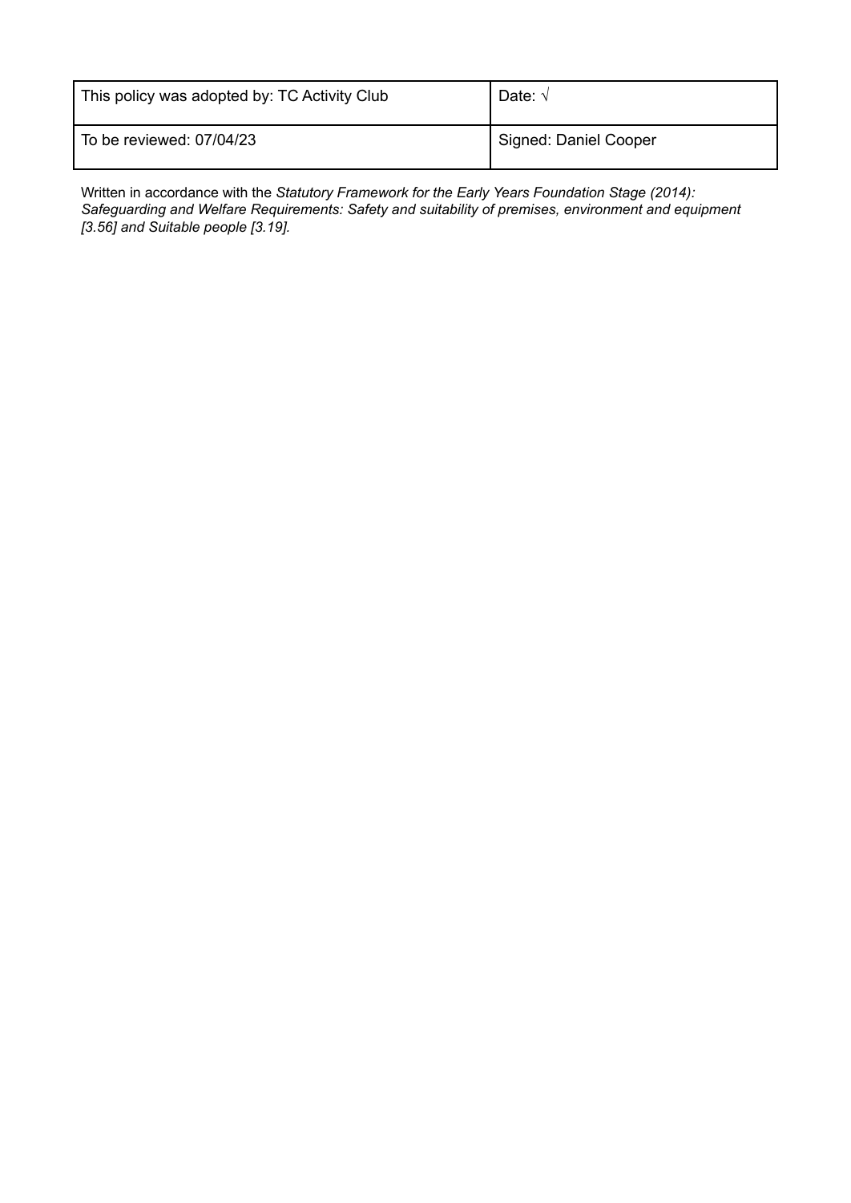| | |
|---|---|
| This policy was adopted by: TC Activity Club | Date: √ |
| To be reviewed: 07/04/23 | Signed: Daniel Cooper |

Written in accordance with the *Statutory Framework for the Early Years Foundation Stage (2014): Safeguarding and Welfare Requirements: Safety and suitability of premises, environment and equipment [3.56] and Suitable people [3.19].*